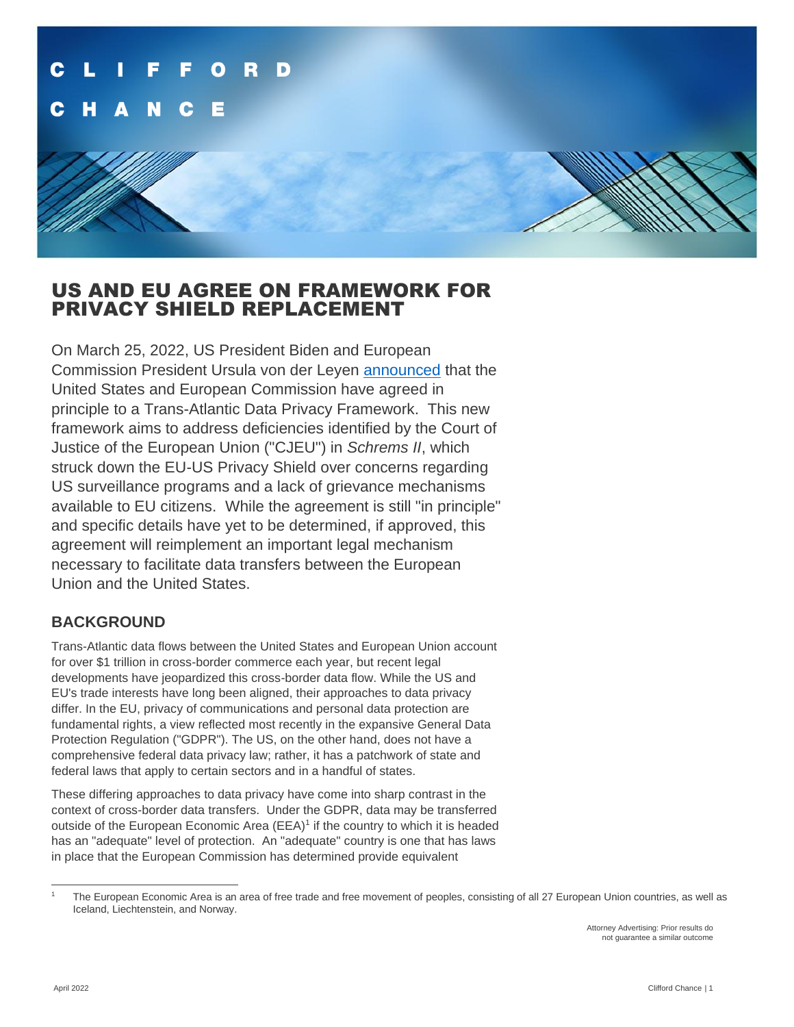# US AND EU AGREE ON FRAMEWORK FOR PRIVACY SHIELD REPLACEMENT

On March 25, 2022, US President Biden and European Commission President Ursula von der Leyen announced that the United States and European Commission have agreed in principle to a Trans-Atlantic Data Privacy Framework. This new framework aims to address deficiencies identified by the Court of Justice of the European Union ("CJEU") in *Schrems II*, which struck down the EU-US Privacy Shield over concerns regarding US surveillance programs and a lack of grievance mechanisms available to EU citizens. While the agreement is still "in principle" and specific details have yet to be determined, if approved, this agreement will reimplement an important legal mechanism necessary to facilitate data transfers between the European Union and the United States.

## BACKGROUND

Trans-Atlantic data flows between the United States and European Union account for over $1 trillion in cross-border commerce each year, but recent legal developments have jeopardized this cross-border data flow. While the US and EU's trade interests have long been aligned, their approaches to data privacy differ. In the EU, privacy of communications and personal data protection are fundamental rights, a view reflected most recently in the expansive General Data Protection Regulation ("GDPR"). The US, on the other hand, does not have a comprehensive federal data privacy law; rather, it has a patchwork of state and federal laws that apply to certain sectors and in a handful of states.

These differing approaches to data privacy have come into sharp contrast in the context of cross-border data transfers. Under the GDPR, data may be transferred outside of the European Economic Area (EEA)[1] if the country to which it is headed has an "adequate" level of protection. An "adequate" country is one that has laws in place that the European Commission has determined provide equivalent

[1] The European Economic Area is an area of free trade and free movement of peoples, consisting of all 27 European Union countries, as well as Iceland, Liechtenstein, and Norway.

Attorney Advertising: Prior results do not guarantee a similar outcome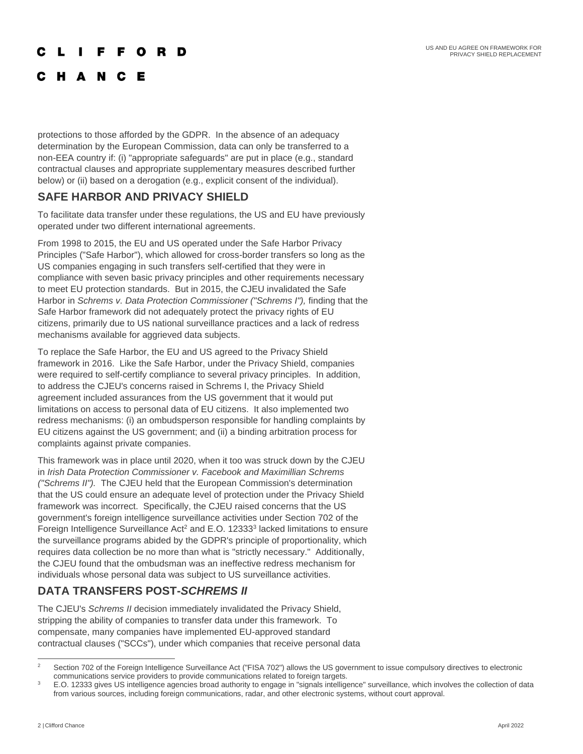protections to those afforded by the GDPR. In the absence of an adequacy determination by the European Commission, data can only be transferred to a non-EEA country if: (i) "appropriate safeguards" are put in place (e.g., standard contractual clauses and appropriate supplementary measures described further below) or (ii) based on a derogation (e.g., explicit consent of the individual).

## SAFE HARBOR AND PRIVACY SHIELD

To facilitate data transfer under these regulations, the US and EU have previously operated under two different international agreements.

From 1998 to 2015, the EU and US operated under the Safe Harbor Privacy Principles ("Safe Harbor"), which allowed for cross-border transfers so long as the US companies engaging in such transfers self-certified that they were in compliance with seven basic privacy principles and other requirements necessary to meet EU protection standards. But in 2015, the CJEU invalidated the Safe Harbor in *Schrems v. Data Protection Commissioner ("Schrems I"),* finding that the Safe Harbor framework did not adequately protect the privacy rights of EU citizens, primarily due to US national surveillance practices and a lack of redress mechanisms available for aggrieved data subjects.

To replace the Safe Harbor, the EU and US agreed to the Privacy Shield framework in 2016. Like the Safe Harbor, under the Privacy Shield, companies were required to self-certify compliance to several privacy principles. In addition, to address the CJEU's concerns raised in Schrems I, the Privacy Shield agreement included assurances from the US government that it would put limitations on access to personal data of EU citizens. It also implemented two redress mechanisms: (i) an ombudsperson responsible for handling complaints by EU citizens against the US government; and (ii) a binding arbitration process for complaints against private companies.

This framework was in place until 2020, when it too was struck down by the CJEU in *Irish Data Protection Commissioner v. Facebook and Maximillian Schrems ("Schrems II").* The CJEU held that the European Commission's determination that the US could ensure an adequate level of protection under the Privacy Shield framework was incorrect. Specifically, the CJEU raised concerns that the US government's foreign intelligence surveillance activities under Section 702 of the Foreign Intelligence Surveillance Act[2] and E.O. 12333[3] lacked limitations to ensure the surveillance programs abided by the GDPR's principle of proportionality, which requires data collection be no more than what is "strictly necessary." Additionally, the CJEU found that the ombudsman was an ineffective redress mechanism for individuals whose personal data was subject to US surveillance activities.

## DATA TRANSFERS POST-*SCHREMS II*

The CJEU's *Schrems II* decision immediately invalidated the Privacy Shield, stripping the ability of companies to transfer data under this framework. To compensate, many companies have implemented EU-approved standard contractual clauses ("SCCs"), under which companies that receive personal data

[2] Section 702 of the Foreign Intelligence Surveillance Act ("FISA 702") allows the US government to issue compulsory directives to electronic communications service providers to provide communications related to foreign targets.

[3] E.O. 12333 gives US intelligence agencies broad authority to engage in "signals intelligence" surveillance, which involves the collection of data from various sources, including foreign communications, radar, and other electronic systems, without court approval.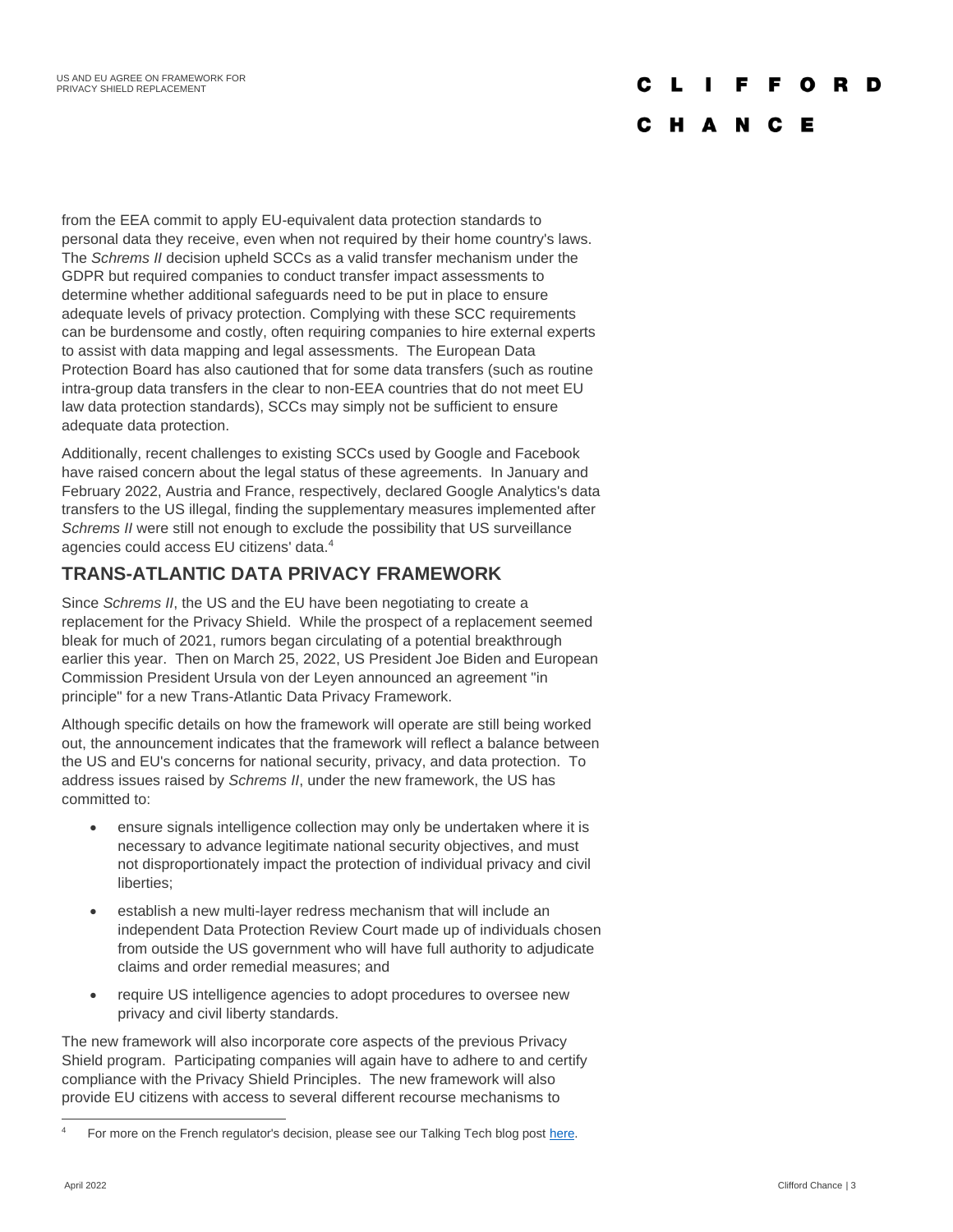from the EEA commit to apply EU-equivalent data protection standards to personal data they receive, even when not required by their home country's laws. The *Schrems II* decision upheld SCCs as a valid transfer mechanism under the GDPR but required companies to conduct transfer impact assessments to determine whether additional safeguards need to be put in place to ensure adequate levels of privacy protection. Complying with these SCC requirements can be burdensome and costly, often requiring companies to hire external experts to assist with data mapping and legal assessments. The European Data Protection Board has also cautioned that for some data transfers (such as routine intra-group data transfers in the clear to non-EEA countries that do not meet EU law data protection standards), SCCs may simply not be sufficient to ensure adequate data protection.

Additionally, recent challenges to existing SCCs used by Google and Facebook have raised concern about the legal status of these agreements. In January and February 2022, Austria and France, respectively, declared Google Analytics's data transfers to the US illegal, finding the supplementary measures implemented after *Schrems II* were still not enough to exclude the possibility that US surveillance agencies could access EU citizens' data.[4]

## TRANS-ATLANTIC DATA PRIVACY FRAMEWORK

Since *Schrems II*, the US and the EU have been negotiating to create a replacement for the Privacy Shield. While the prospect of a replacement seemed bleak for much of 2021, rumors began circulating of a potential breakthrough earlier this year. Then on March 25, 2022, US President Joe Biden and European Commission President Ursula von der Leyen announced an agreement "in principle" for a new Trans-Atlantic Data Privacy Framework.

Although specific details on how the framework will operate are still being worked out, the announcement indicates that the framework will reflect a balance between the US and EU's concerns for national security, privacy, and data protection. To address issues raised by *Schrems II*, under the new framework, the US has committed to:

- ensure signals intelligence collection may only be undertaken where it is necessary to advance legitimate national security objectives, and must not disproportionately impact the protection of individual privacy and civil liberties;
- establish a new multi-layer redress mechanism that will include an independent Data Protection Review Court made up of individuals chosen from outside the US government who will have full authority to adjudicate claims and order remedial measures; and
- require US intelligence agencies to adopt procedures to oversee new privacy and civil liberty standards.

The new framework will also incorporate core aspects of the previous Privacy Shield program. Participating companies will again have to adhere to and certify compliance with the Privacy Shield Principles. The new framework will also provide EU citizens with access to several different recourse mechanisms to

---

[4] For more on the French regulator's decision, please see our Talking Tech blog post here.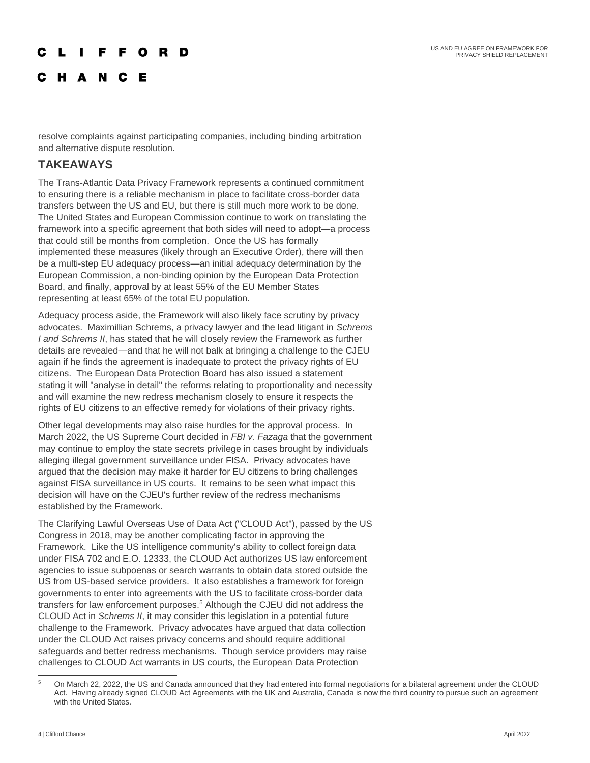resolve complaints against participating companies, including binding arbitration and alternative dispute resolution.

## TAKEAWAYS

The Trans-Atlantic Data Privacy Framework represents a continued commitment to ensuring there is a reliable mechanism in place to facilitate cross-border data transfers between the US and EU, but there is still much more work to be done. The United States and European Commission continue to work on translating the framework into a specific agreement that both sides will need to adopt—a process that could still be months from completion. Once the US has formally implemented these measures (likely through an Executive Order), there will then be a multi-step EU adequacy process—an initial adequacy determination by the European Commission, a non-binding opinion by the European Data Protection Board, and finally, approval by at least 55% of the EU Member States representing at least 65% of the total EU population.

Adequacy process aside, the Framework will also likely face scrutiny by privacy advocates. Maximillian Schrems, a privacy lawyer and the lead litigant in *Schrems I and Schrems II*, has stated that he will closely review the Framework as further details are revealed—and that he will not balk at bringing a challenge to the CJEU again if he finds the agreement is inadequate to protect the privacy rights of EU citizens. The European Data Protection Board has also issued a statement stating it will "analyse in detail" the reforms relating to proportionality and necessity and will examine the new redress mechanism closely to ensure it respects the rights of EU citizens to an effective remedy for violations of their privacy rights.

Other legal developments may also raise hurdles for the approval process. In March 2022, the US Supreme Court decided in *FBI v. Fazaga* that the government may continue to employ the state secrets privilege in cases brought by individuals alleging illegal government surveillance under FISA. Privacy advocates have argued that the decision may make it harder for EU citizens to bring challenges against FISA surveillance in US courts. It remains to be seen what impact this decision will have on the CJEU's further review of the redress mechanisms established by the Framework.

The Clarifying Lawful Overseas Use of Data Act ("CLOUD Act"), passed by the US Congress in 2018, may be another complicating factor in approving the Framework. Like the US intelligence community's ability to collect foreign data under FISA 702 and E.O. 12333, the CLOUD Act authorizes US law enforcement agencies to issue subpoenas or search warrants to obtain data stored outside the US from US-based service providers. It also establishes a framework for foreign governments to enter into agreements with the US to facilitate cross-border data transfers for law enforcement purposes.[5] Although the CJEU did not address the CLOUD Act in *Schrems II*, it may consider this legislation in a potential future challenge to the Framework. Privacy advocates have argued that data collection under the CLOUD Act raises privacy concerns and should require additional safeguards and better redress mechanisms. Though service providers may raise challenges to CLOUD Act warrants in US courts, the European Data Protection

---

[5] On March 22, 2022, the US and Canada announced that they had entered into formal negotiations for a bilateral agreement under the CLOUD Act. Having already signed CLOUD Act Agreements with the UK and Australia, Canada is now the third country to pursue such an agreement with the United States.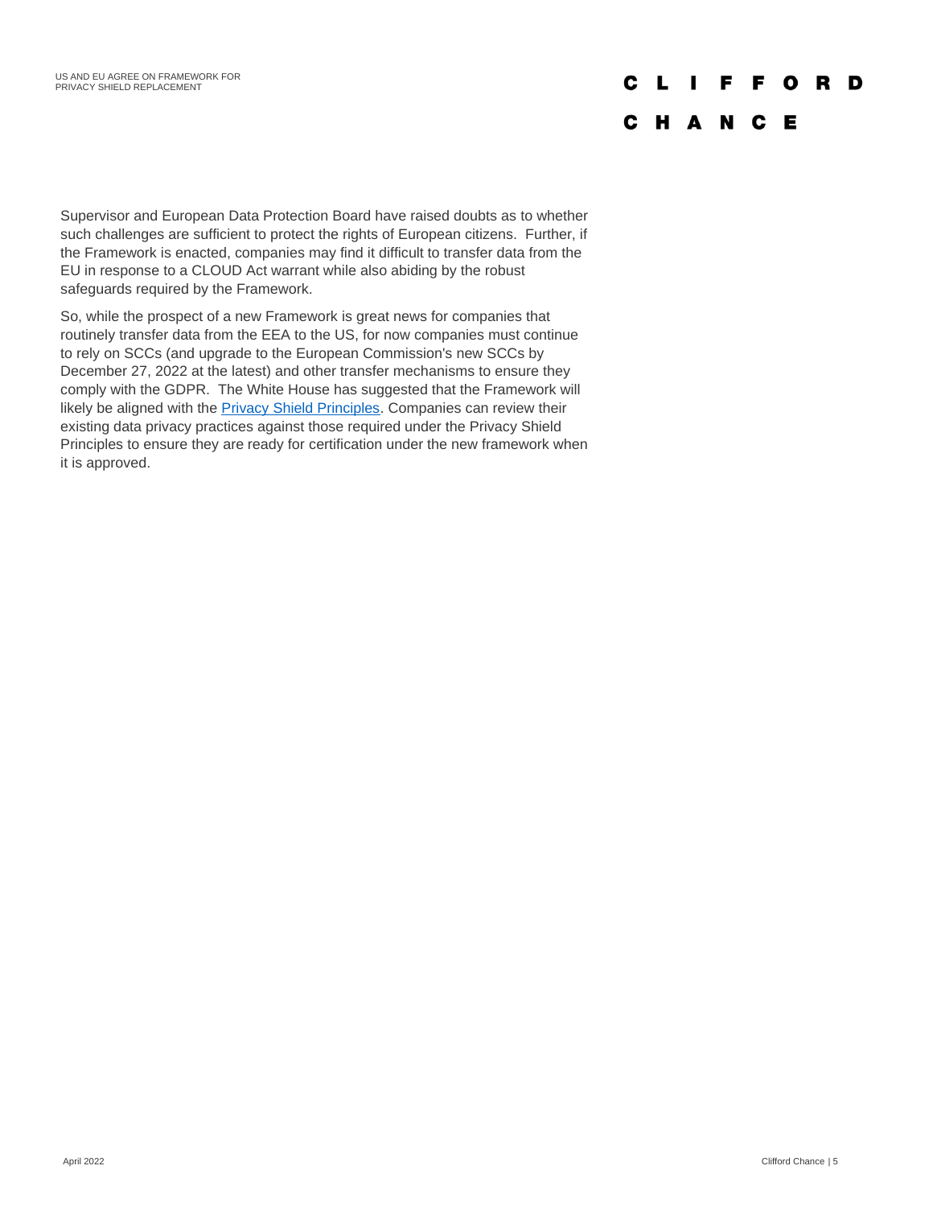Supervisor and European Data Protection Board have raised doubts as to whether such challenges are sufficient to protect the rights of European citizens. Further, if the Framework is enacted, companies may find it difficult to transfer data from the EU in response to a CLOUD Act warrant while also abiding by the robust safeguards required by the Framework.

So, while the prospect of a new Framework is great news for companies that routinely transfer data from the EEA to the US, for now companies must continue to rely on SCCs (and upgrade to the European Commission's new SCCs by December 27, 2022 at the latest) and other transfer mechanisms to ensure they comply with the GDPR. The White House has suggested that the Framework will likely be aligned with the Privacy Shield Principles. Companies can review their existing data privacy practices against those required under the Privacy Shield Principles to ensure they are ready for certification under the new framework when it is approved.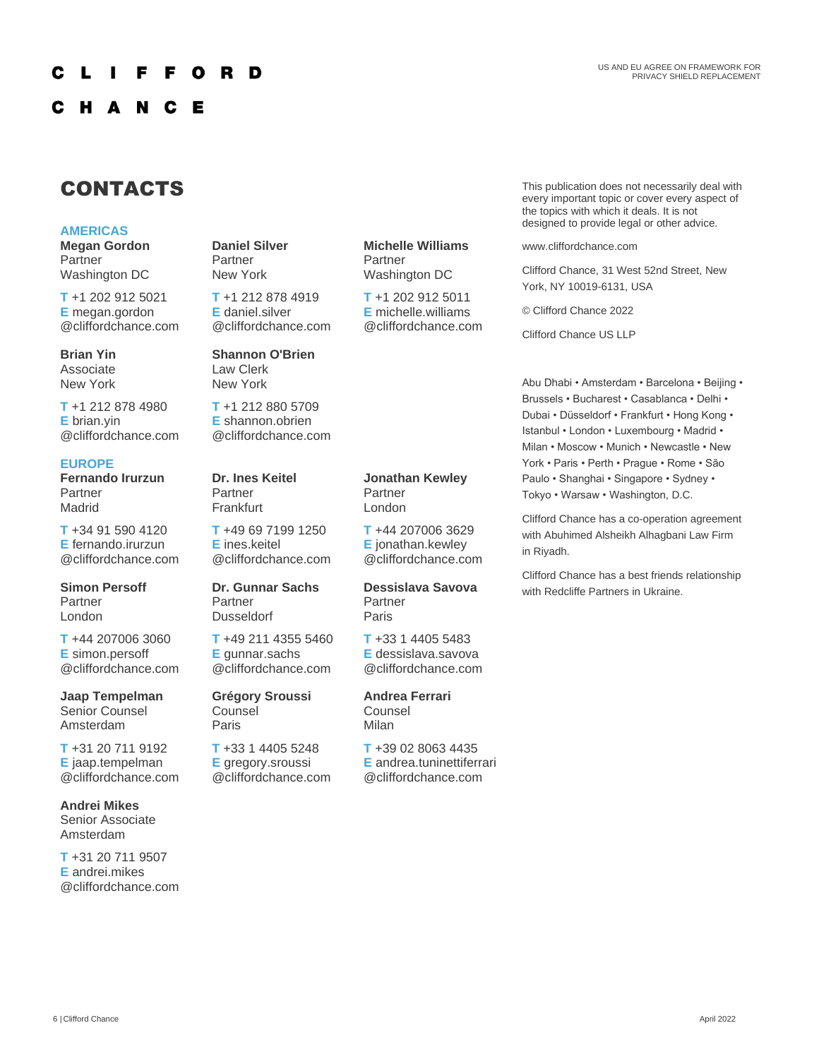# CONTACTS

## AMERICAS

**Megan Gordon**
Partner
Washington DC

T +1 202 912 5021
E megan.gordon@cliffordchance.com

**Daniel Silver**
Partner
New York

T +1 212 878 4919
E daniel.silver@cliffordchance.com

**Michelle Williams**
Partner
Washington DC

T +1 202 912 5011
E michelle.williams@cliffordchance.com

**Brian Yin**
Associate
New York

T +1 212 878 4980
E brian.yin@cliffordchance.com

**Shannon O'Brien**
Law Clerk
New York

T +1 212 880 5709
E shannon.obrien@cliffordchance.com

## EUROPE

**Fernando Irurzun**
Partner
Madrid

T +34 91 590 4120
E fernando.irurzun@cliffordchance.com

**Dr. Ines Keitel**
Partner
Frankfurt

T +49 69 7199 1250
E ines.keitel@cliffordchance.com

**Jonathan Kewley**
Partner
London

T +44 207006 3629
E jonathan.kewley@cliffordchance.com

**Simon Persoff**
Partner
London

T +44 207006 3060
E simon.persoff@cliffordchance.com

**Dr. Gunnar Sachs**
Partner
Dusseldorf

T +49 211 4355 5460
E gunnar.sachs@cliffordchance.com

**Dessislava Savova**
Partner
Paris

T +33 1 4405 5483
E dessislava.savova@cliffordchance.com

**Jaap Tempelman**
Senior Counsel
Amsterdam

T +31 20 711 9192
E jaap.tempelman@cliffordchance.com

**Grégory Sroussi**
Counsel
Paris

T +33 1 4405 5248
E gregory.sroussi@cliffordchance.com

**Andrea Ferrari**
Counsel
Milan

T +39 02 8063 4435
E andrea.tuninettiferrari@cliffordchance.com

**Andrei Mikes**
Senior Associate
Amsterdam

T +31 20 711 9507
E andrei.mikes@cliffordchance.com

This publication does not necessarily deal with every important topic or cover every aspect of the topics with which it deals. It is not designed to provide legal or other advice.

www.cliffordchance.com

Clifford Chance, 31 West 52nd Street, New York, NY 10019-6131, USA

© Clifford Chance 2022

Clifford Chance US LLP

Abu Dhabi • Amsterdam • Barcelona • Beijing • Brussels • Bucharest • Casablanca • Delhi • Dubai • Düsseldorf • Frankfurt • Hong Kong • Istanbul • London • Luxembourg • Madrid • Milan • Moscow • Munich • Newcastle • New York • Paris • Perth • Prague • Rome • São Paulo • Shanghai • Singapore • Sydney • Tokyo • Warsaw • Washington, D.C.

Clifford Chance has a co-operation agreement with Abuhimed Alsheikh Alhagbani Law Firm in Riyadh.

Clifford Chance has a best friends relationship with Redcliffe Partners in Ukraine.